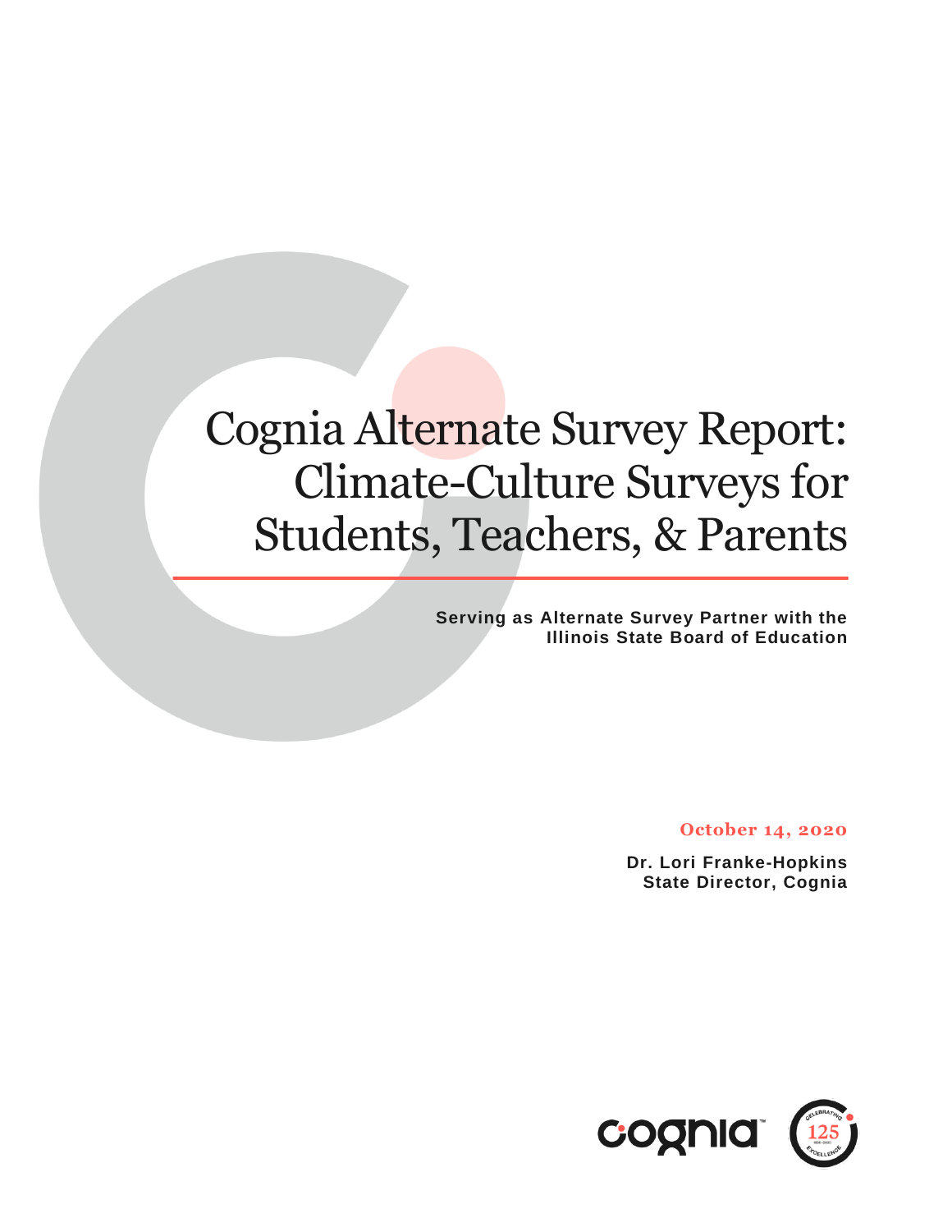# Cognia Alternate Survey Report: Climate-Culture Surveys for Students, Teachers, & Parents

**Serving as Alternate Survey Partner with the Illinois State Board of Education**

**October 14, 2020**

**Dr. Lori Franke-Hopkins**
**State Director, Cognia**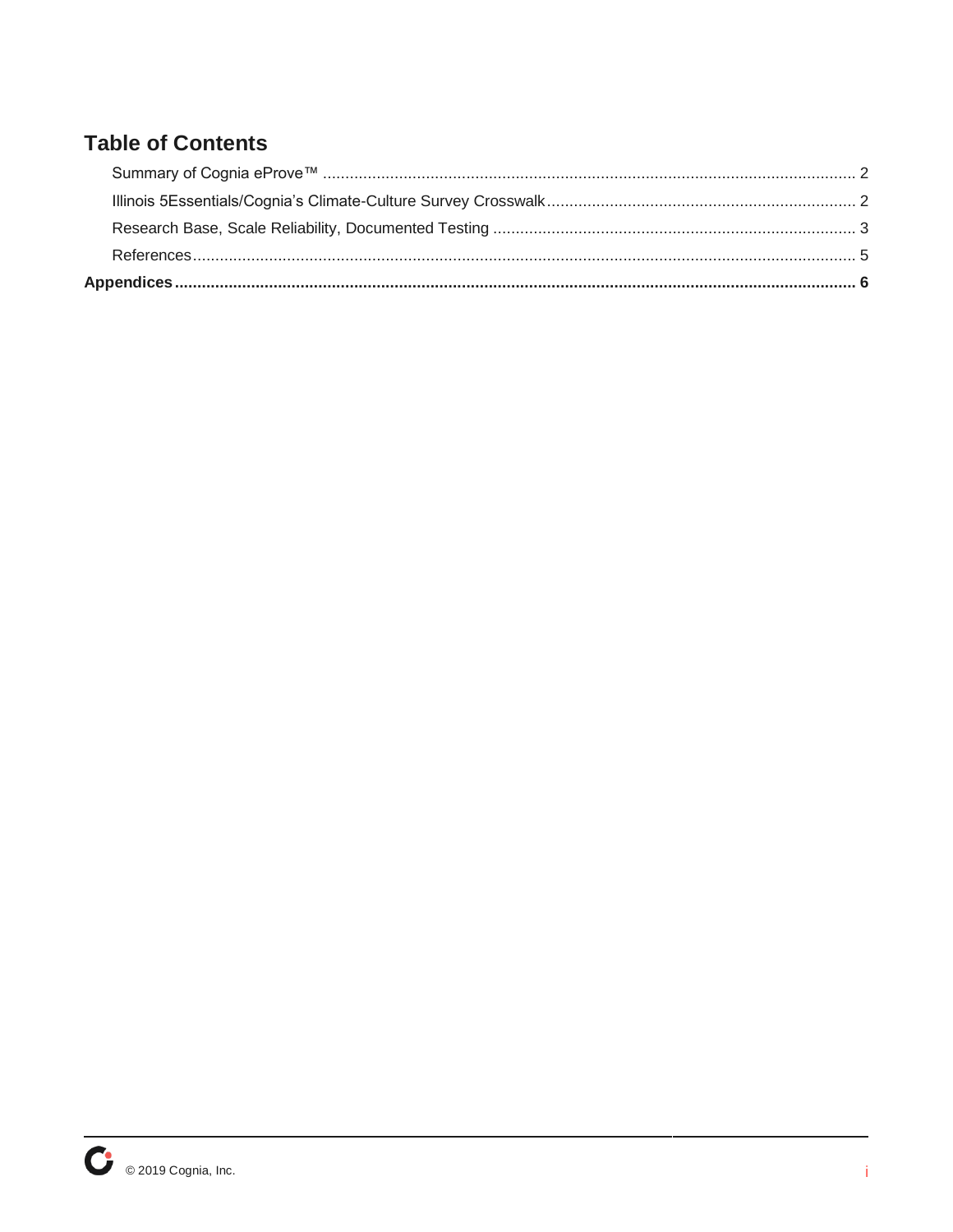## Table of Contents

- Summary of Cognia eProve™ ........ 2
- Illinois 5Essentials/Cognia's Climate-Culture Survey Crosswalk ........ 2
- Research Base, Scale Reliability, Documented Testing ........ 3
- References ........ 5

**Appendices ........ 6**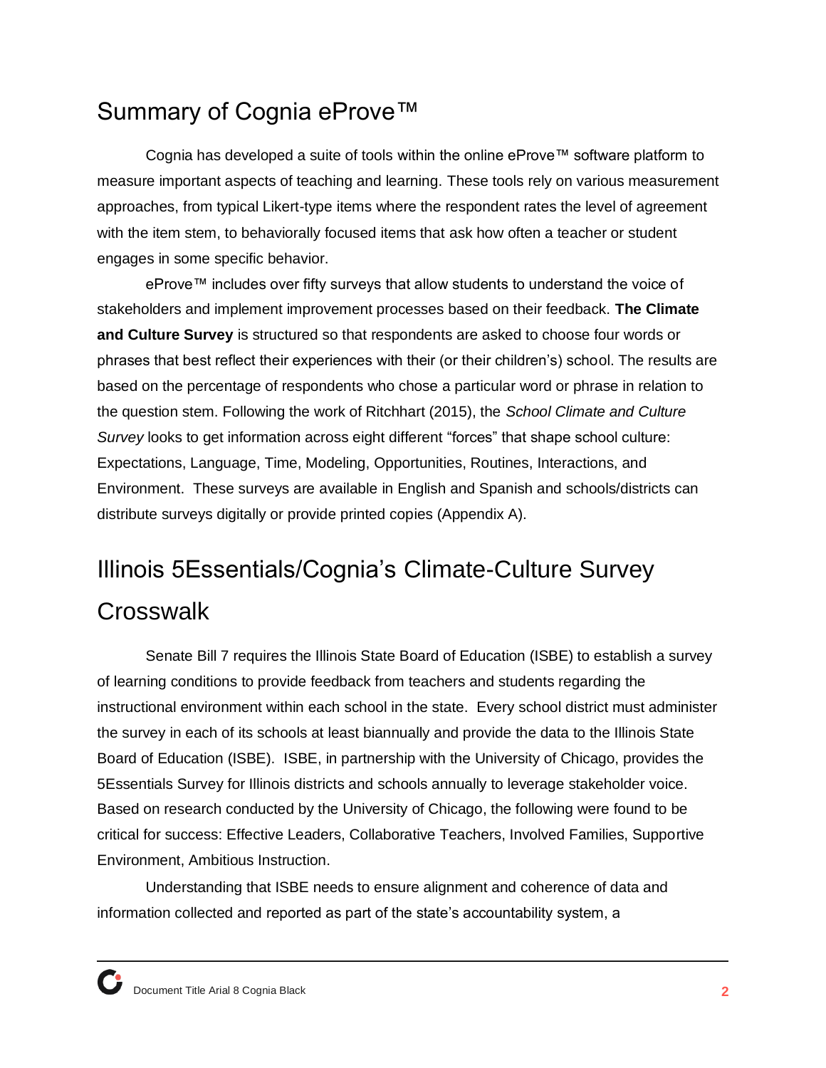## Summary of Cognia eProve™

Cognia has developed a suite of tools within the online eProve™ software platform to measure important aspects of teaching and learning. These tools rely on various measurement approaches, from typical Likert-type items where the respondent rates the level of agreement with the item stem, to behaviorally focused items that ask how often a teacher or student engages in some specific behavior.

eProve™ includes over fifty surveys that allow students to understand the voice of stakeholders and implement improvement processes based on their feedback. **The Climate and Culture Survey** is structured so that respondents are asked to choose four words or phrases that best reflect their experiences with their (or their children's) school. The results are based on the percentage of respondents who chose a particular word or phrase in relation to the question stem. Following the work of Ritchhart (2015), the *School Climate and Culture Survey* looks to get information across eight different "forces" that shape school culture: Expectations, Language, Time, Modeling, Opportunities, Routines, Interactions, and Environment. These surveys are available in English and Spanish and schools/districts can distribute surveys digitally or provide printed copies (Appendix A).

## Illinois 5Essentials/Cognia's Climate-Culture Survey Crosswalk

Senate Bill 7 requires the Illinois State Board of Education (ISBE) to establish a survey of learning conditions to provide feedback from teachers and students regarding the instructional environment within each school in the state. Every school district must administer the survey in each of its schools at least biannually and provide the data to the Illinois State Board of Education (ISBE). ISBE, in partnership with the University of Chicago, provides the 5Essentials Survey for Illinois districts and schools annually to leverage stakeholder voice. Based on research conducted by the University of Chicago, the following were found to be critical for success: Effective Leaders, Collaborative Teachers, Involved Families, Supportive Environment, Ambitious Instruction.

Understanding that ISBE needs to ensure alignment and coherence of data and information collected and reported as part of the state's accountability system, a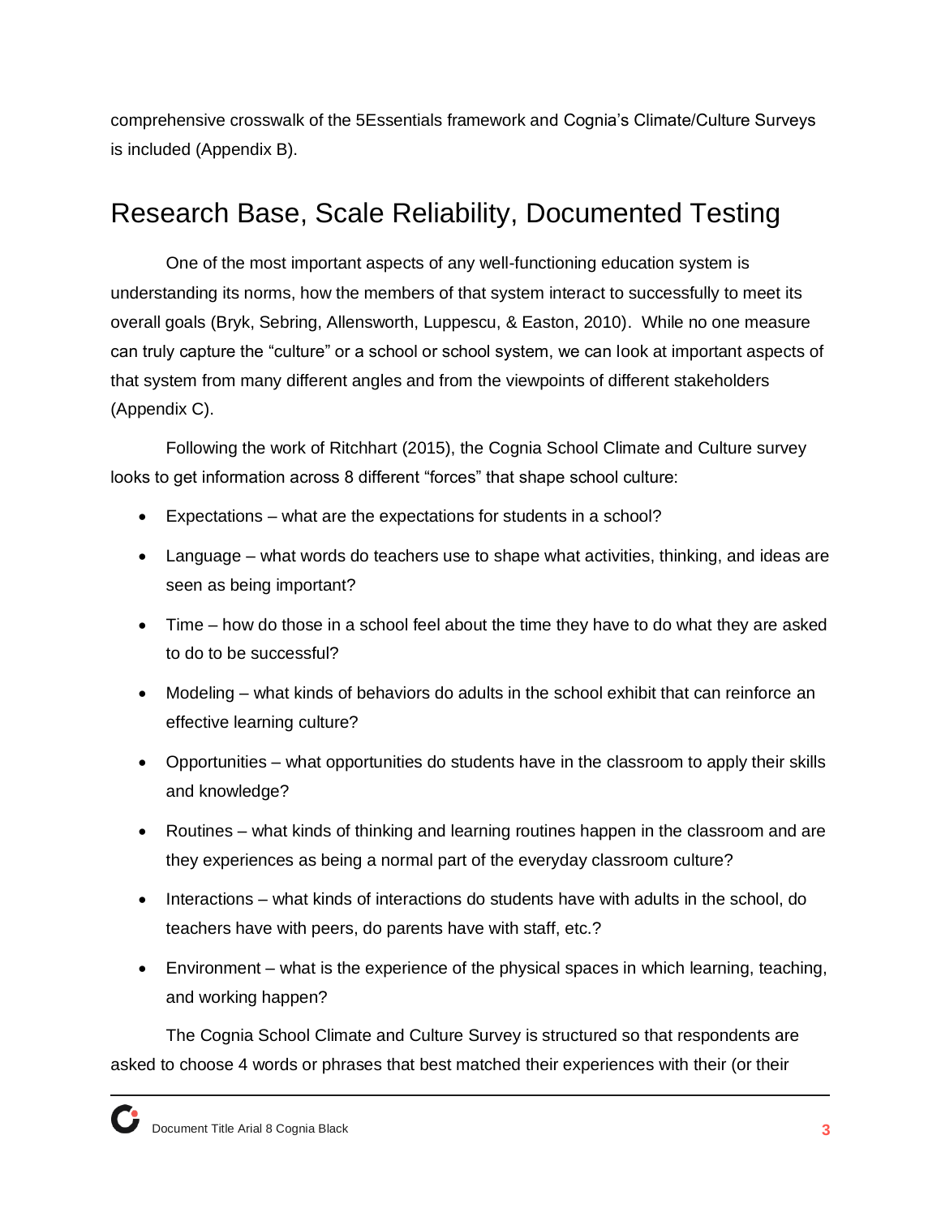comprehensive crosswalk of the 5Essentials framework and Cognia's Climate/Culture Surveys is included (Appendix B).

## Research Base, Scale Reliability, Documented Testing

One of the most important aspects of any well-functioning education system is understanding its norms, how the members of that system interact to successfully to meet its overall goals (Bryk, Sebring, Allensworth, Luppescu, & Easton, 2010). While no one measure can truly capture the "culture" or a school or school system, we can look at important aspects of that system from many different angles and from the viewpoints of different stakeholders (Appendix C).

Following the work of Ritchhart (2015), the Cognia School Climate and Culture survey looks to get information across 8 different "forces" that shape school culture:

- Expectations – what are the expectations for students in a school?
- Language – what words do teachers use to shape what activities, thinking, and ideas are seen as being important?
- Time – how do those in a school feel about the time they have to do what they are asked to do to be successful?
- Modeling – what kinds of behaviors do adults in the school exhibit that can reinforce an effective learning culture?
- Opportunities – what opportunities do students have in the classroom to apply their skills and knowledge?
- Routines – what kinds of thinking and learning routines happen in the classroom and are they experiences as being a normal part of the everyday classroom culture?
- Interactions – what kinds of interactions do students have with adults in the school, do teachers have with peers, do parents have with staff, etc.?
- Environment – what is the experience of the physical spaces in which learning, teaching, and working happen?

The Cognia School Climate and Culture Survey is structured so that respondents are asked to choose 4 words or phrases that best matched their experiences with their (or their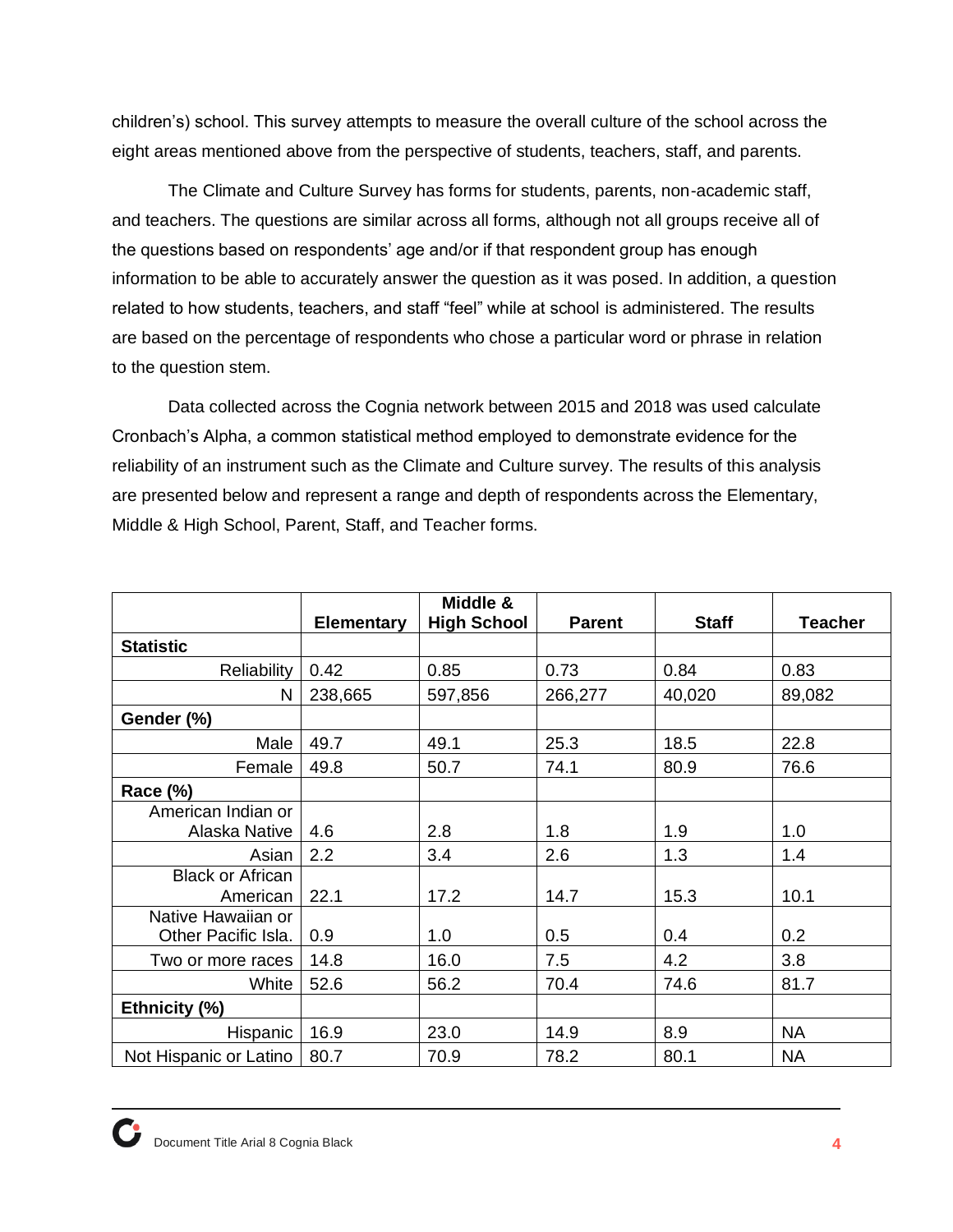children's) school. This survey attempts to measure the overall culture of the school across the eight areas mentioned above from the perspective of students, teachers, staff, and parents.

The Climate and Culture Survey has forms for students, parents, non-academic staff, and teachers. The questions are similar across all forms, although not all groups receive all of the questions based on respondents' age and/or if that respondent group has enough information to be able to accurately answer the question as it was posed. In addition, a question related to how students, teachers, and staff "feel" while at school is administered. The results are based on the percentage of respondents who chose a particular word or phrase in relation to the question stem.

Data collected across the Cognia network between 2015 and 2018 was used calculate Cronbach's Alpha, a common statistical method employed to demonstrate evidence for the reliability of an instrument such as the Climate and Culture survey. The results of this analysis are presented below and represent a range and depth of respondents across the Elementary, Middle & High School, Parent, Staff, and Teacher forms.

| | Elementary | Middle & High School | Parent | Staff | Teacher |
|---|---|---|---|---|---|
| **Statistic** | | | | | |
| Reliability | 0.42 | 0.85 | 0.73 | 0.84 | 0.83 |
| N | 238,665 | 597,856 | 266,277 | 40,020 | 89,082 |
| **Gender (%)** | | | | | |
| Male | 49.7 | 49.1 | 25.3 | 18.5 | 22.8 |
| Female | 49.8 | 50.7 | 74.1 | 80.9 | 76.6 |
| **Race (%)** | | | | | |
| American Indian or Alaska Native | 4.6 | 2.8 | 1.8 | 1.9 | 1.0 |
| Asian | 2.2 | 3.4 | 2.6 | 1.3 | 1.4 |
| Black or African American | 22.1 | 17.2 | 14.7 | 15.3 | 10.1 |
| Native Hawaiian or Other Pacific Isla. | 0.9 | 1.0 | 0.5 | 0.4 | 0.2 |
| Two or more races | 14.8 | 16.0 | 7.5 | 4.2 | 3.8 |
| White | 52.6 | 56.2 | 70.4 | 74.6 | 81.7 |
| **Ethnicity (%)** | | | | | |
| Hispanic | 16.9 | 23.0 | 14.9 | 8.9 | NA |
| Not Hispanic or Latino | 80.7 | 70.9 | 78.2 | 80.1 | NA |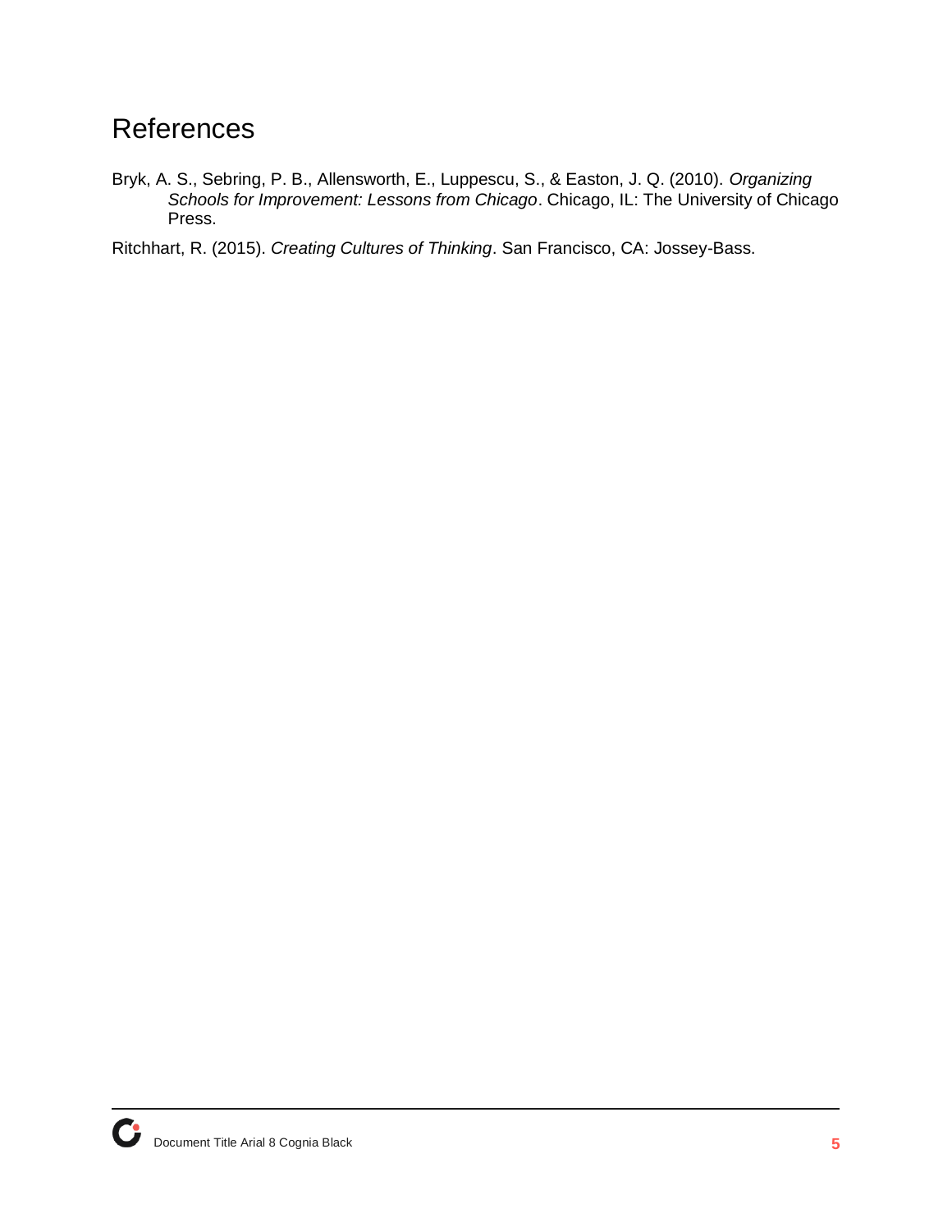## References

Bryk, A. S., Sebring, P. B., Allensworth, E., Luppescu, S., & Easton, J. Q. (2010). *Organizing Schools for Improvement: Lessons from Chicago*. Chicago, IL: The University of Chicago Press.

Ritchhart, R. (2015). *Creating Cultures of Thinking*. San Francisco, CA: Jossey-Bass.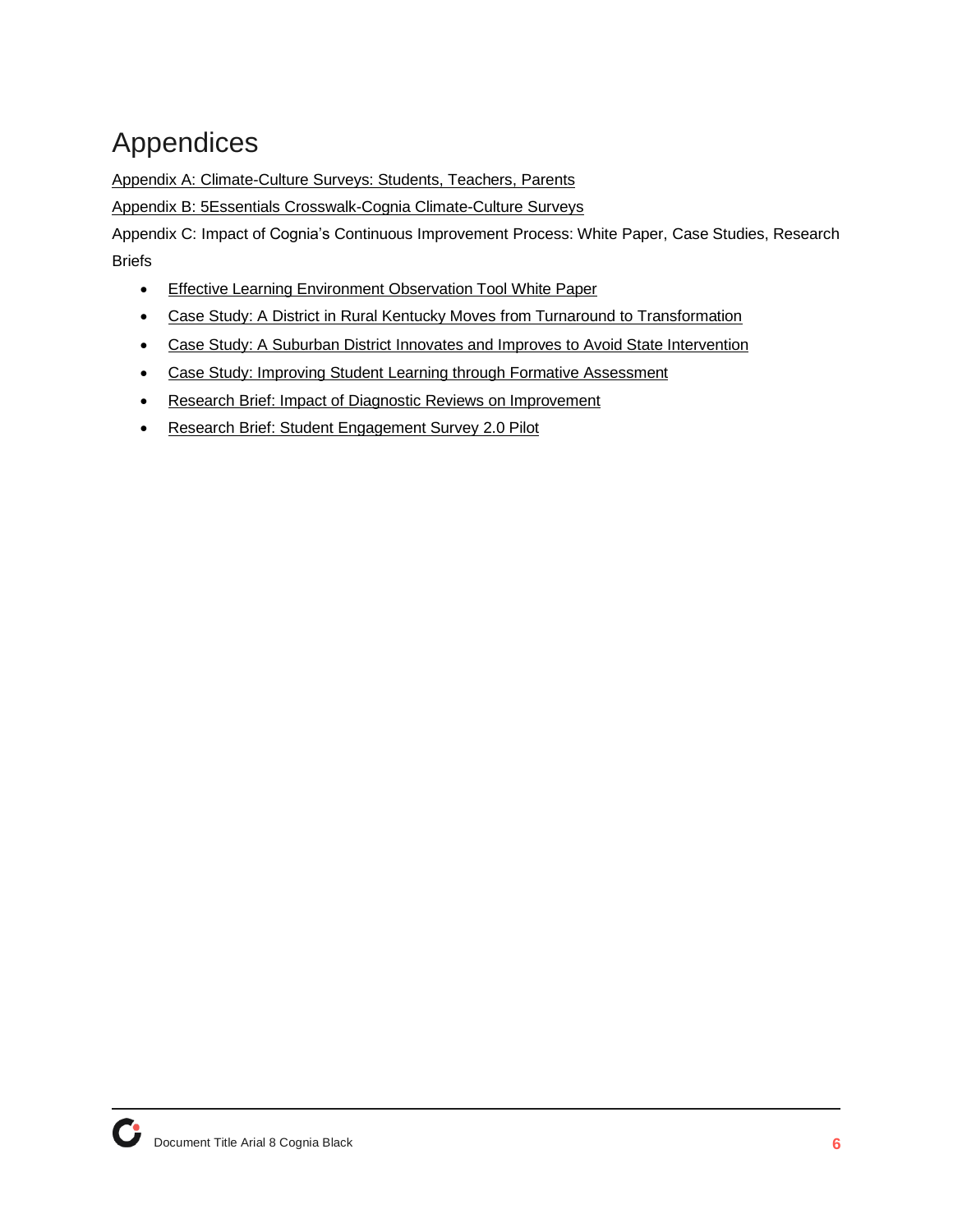# Appendices

Appendix A: Climate-Culture Surveys: Students, Teachers, Parents

Appendix B: 5Essentials Crosswalk-Cognia Climate-Culture Surveys

Appendix C: Impact of Cognia's Continuous Improvement Process: White Paper, Case Studies, Research Briefs

- Effective Learning Environment Observation Tool White Paper
- Case Study: A District in Rural Kentucky Moves from Turnaround to Transformation
- Case Study: A Suburban District Innovates and Improves to Avoid State Intervention
- Case Study: Improving Student Learning through Formative Assessment
- Research Brief: Impact of Diagnostic Reviews on Improvement
- Research Brief: Student Engagement Survey 2.0 Pilot